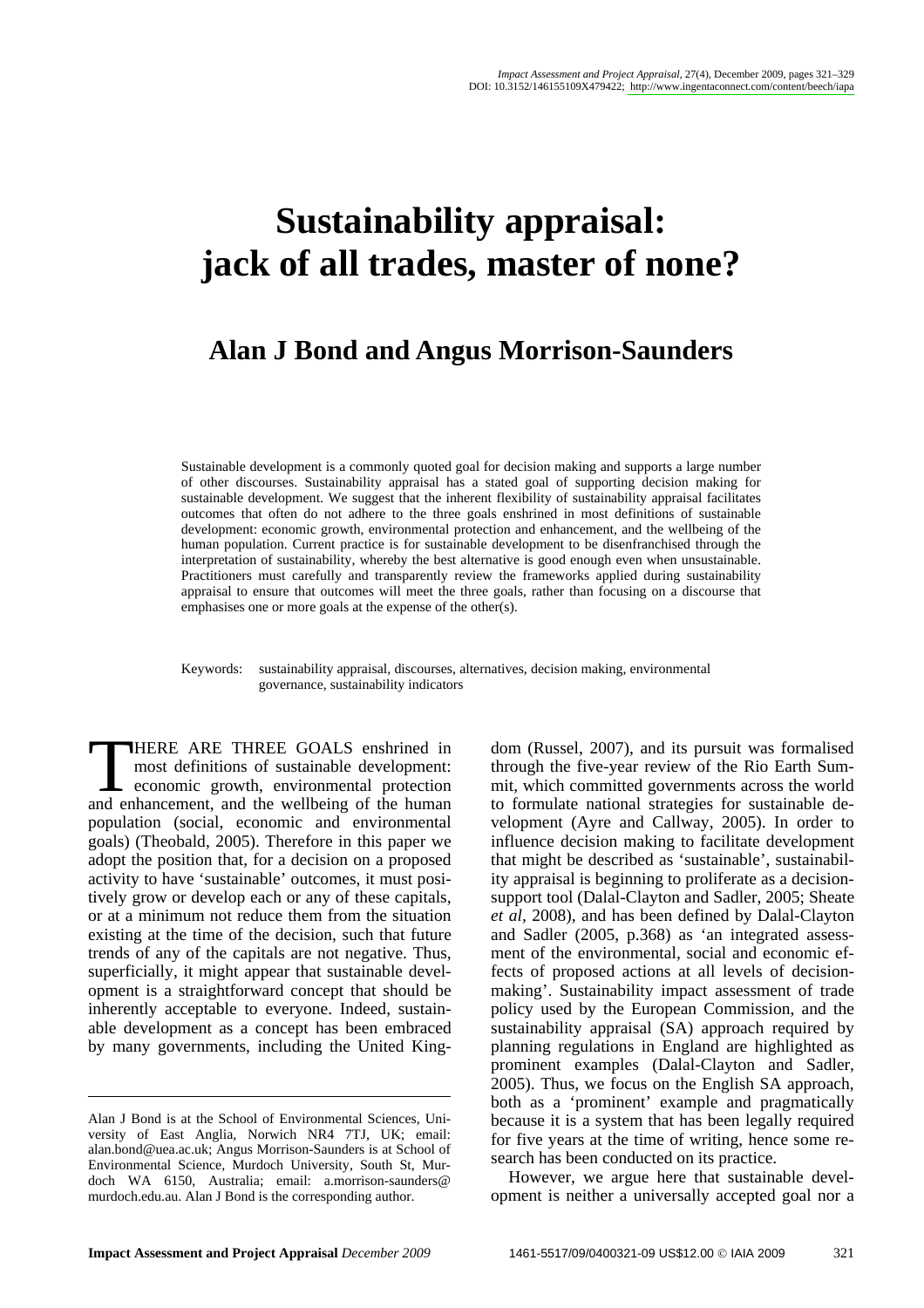# Sustainability appraisal: jack of all trades, master of none?

## Alan J Bond and Angus Morrison-Saunders

Sustainable development is a commonly quoted goal for decision making and supports a large number of other discourses. Sustainability appraisal has a stated goal of supporting decision making for sustainable development. We suggest that the inherent flexibility of sustainability appraisal facilitates outcomes that often do not adhere to the three goals enshrined in most definitions of sustainable development: economic growth, environmental protection and enhancement, and the wellbeing of the human population. Current practice is for sustainable development to be disenfranchised through the interpretation of sustainability, whereby the best alternative is good enough even when unsustainable. Practitioners must carefully and transparently review the frameworks applied during sustainability appraisal to ensure that outcomes will meet the three goals, rather than focusing on a discourse that emphasises one or more goals at the expense of the other(s).

Keywords: sustainability appraisal, discourses, alternatives, decision making, environmental governance, sustainability indicators

THERE ARE THREE GOALS enshrined in most definitions of sustainable development: economic growth, environmental protection and enhancement, and the wellbeing of the human population (social, economic and environmental goals) (Theobald, 2005). Therefore in this paper we adopt the position that, for a decision on a proposed activity to have 'sustainable' outcomes, it must positively grow or develop each or any of these capitals, or at a minimum not reduce them from the situation existing at the time of the decision, such that future trends of any of the capitals are not negative. Thus, superficially, it might appear that sustainable development is a straightforward concept that should be inherently acceptable to everyone. Indeed, sustainable development as a concept has been embraced by many governments, including the United Kingdom (Russel, 2007), and its pursuit was formalised through the five-year review of the Rio Earth Summit, which committed governments across the world to formulate national strategies for sustainable development (Ayre and Callway, 2005). In order to influence decision making to facilitate development that might be described as 'sustainable', sustainability appraisal is beginning to proliferate as a decision-support tool (Dalal-Clayton and Sadler, 2005; Sheate *et al*, 2008), and has been defined by Dalal-Clayton and Sadler (2005, p.368) as 'an integrated assessment of the environmental, social and economic effects of proposed actions at all levels of decision-making'. Sustainability impact assessment of trade policy used by the European Commission, and the sustainability appraisal (SA) approach required by planning regulations in England are highlighted as prominent examples (Dalal-Clayton and Sadler, 2005). Thus, we focus on the English SA approach, both as a 'prominent' example and pragmatically because it is a system that has been legally required for five years at the time of writing, hence some research has been conducted on its practice.

However, we argue here that sustainable development is neither a universally accepted goal nor a

Alan J Bond is at the School of Environmental Sciences, University of East Anglia, Norwich NR4 7TJ, UK; email: alan.bond@uea.ac.uk; Angus Morrison-Saunders is at School of Environmental Science, Murdoch University, South St, Murdoch WA 6150, Australia; email: a.morrison-saunders@murdoch.edu.au. Alan J Bond is the corresponding author.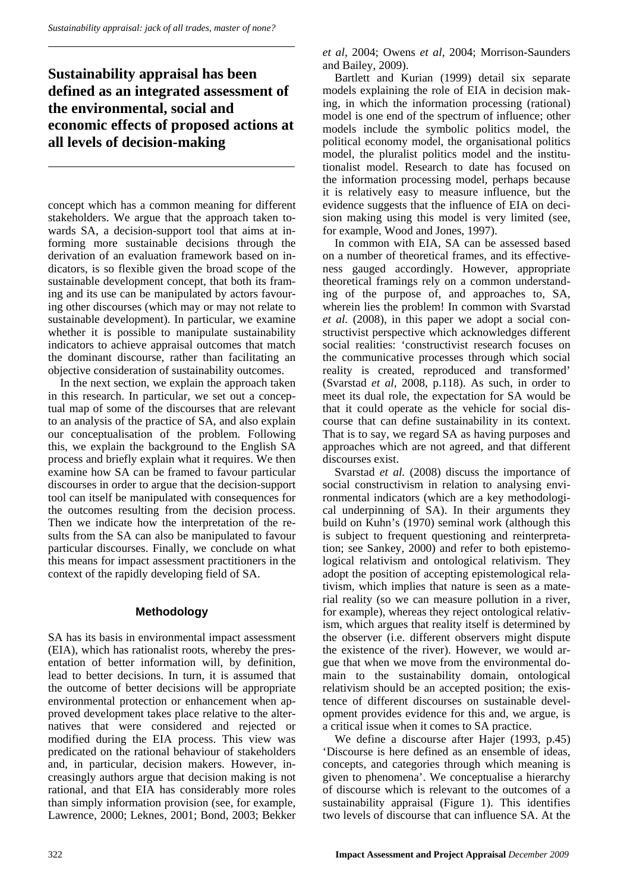**Sustainability appraisal has been defined as an integrated assessment of the environmental, social and economic effects of proposed actions at all levels of decision-making**

concept which has a common meaning for different stakeholders. We argue that the approach taken towards SA, a decision-support tool that aims at informing more sustainable decisions through the derivation of an evaluation framework based on indicators, is so flexible given the broad scope of the sustainable development concept, that both its framing and its use can be manipulated by actors favouring other discourses (which may or may not relate to sustainable development). In particular, we examine whether it is possible to manipulate sustainability indicators to achieve appraisal outcomes that match the dominant discourse, rather than facilitating an objective consideration of sustainability outcomes.

In the next section, we explain the approach taken in this research. In particular, we set out a conceptual map of some of the discourses that are relevant to an analysis of the practice of SA, and also explain our conceptualisation of the problem. Following this, we explain the background to the English SA process and briefly explain what it requires. We then examine how SA can be framed to favour particular discourses in order to argue that the decision-support tool can itself be manipulated with consequences for the outcomes resulting from the decision process. Then we indicate how the interpretation of the results from the SA can also be manipulated to favour particular discourses. Finally, we conclude on what this means for impact assessment practitioners in the context of the rapidly developing field of SA.

## Methodology

SA has its basis in environmental impact assessment (EIA), which has rationalist roots, whereby the presentation of better information will, by definition, lead to better decisions. In turn, it is assumed that the outcome of better decisions will be appropriate environmental protection or enhancement when approved development takes place relative to the alternatives that were considered and rejected or modified during the EIA process. This view was predicated on the rational behaviour of stakeholders and, in particular, decision makers. However, increasingly authors argue that decision making is not rational, and that EIA has considerably more roles than simply information provision (see, for example, Lawrence, 2000; Leknes, 2001; Bond, 2003; Bekker *et al*, 2004; Owens *et al*, 2004; Morrison-Saunders and Bailey, 2009).

Bartlett and Kurian (1999) detail six separate models explaining the role of EIA in decision making, in which the information processing (rational) model is one end of the spectrum of influence; other models include the symbolic politics model, the political economy model, the organisational politics model, the pluralist politics model and the institutionalist model. Research to date has focused on the information processing model, perhaps because it is relatively easy to measure influence, but the evidence suggests that the influence of EIA on decision making using this model is very limited (see, for example, Wood and Jones, 1997).

In common with EIA, SA can be assessed based on a number of theoretical frames, and its effectiveness gauged accordingly. However, appropriate theoretical framings rely on a common understanding of the purpose of, and approaches to, SA, wherein lies the problem! In common with Svarstad *et al.* (2008), in this paper we adopt a social constructivist perspective which acknowledges different social realities: 'constructivist research focuses on the communicative processes through which social reality is created, reproduced and transformed' (Svarstad *et al*, 2008, p.118). As such, in order to meet its dual role, the expectation for SA would be that it could operate as the vehicle for social discourse that can define sustainability in its context. That is to say, we regard SA as having purposes and approaches which are not agreed, and that different discourses exist.

Svarstad *et al.* (2008) discuss the importance of social constructivism in relation to analysing environmental indicators (which are a key methodological underpinning of SA). In their arguments they build on Kuhn's (1970) seminal work (although this is subject to frequent questioning and reinterpretation; see Sankey, 2000) and refer to both epistemological relativism and ontological relativism. They adopt the position of accepting epistemological relativism, which implies that nature is seen as a material reality (so we can measure pollution in a river, for example), whereas they reject ontological relativism, which argues that reality itself is determined by the observer (i.e. different observers might dispute the existence of the river). However, we would argue that when we move from the environmental domain to the sustainability domain, ontological relativism should be an accepted position; the existence of different discourses on sustainable development provides evidence for this and, we argue, is a critical issue when it comes to SA practice.

We define a discourse after Hajer (1993, p.45) 'Discourse is here defined as an ensemble of ideas, concepts, and categories through which meaning is given to phenomena'. We conceptualise a hierarchy of discourse which is relevant to the outcomes of a sustainability appraisal (Figure 1). This identifies two levels of discourse that can influence SA. At the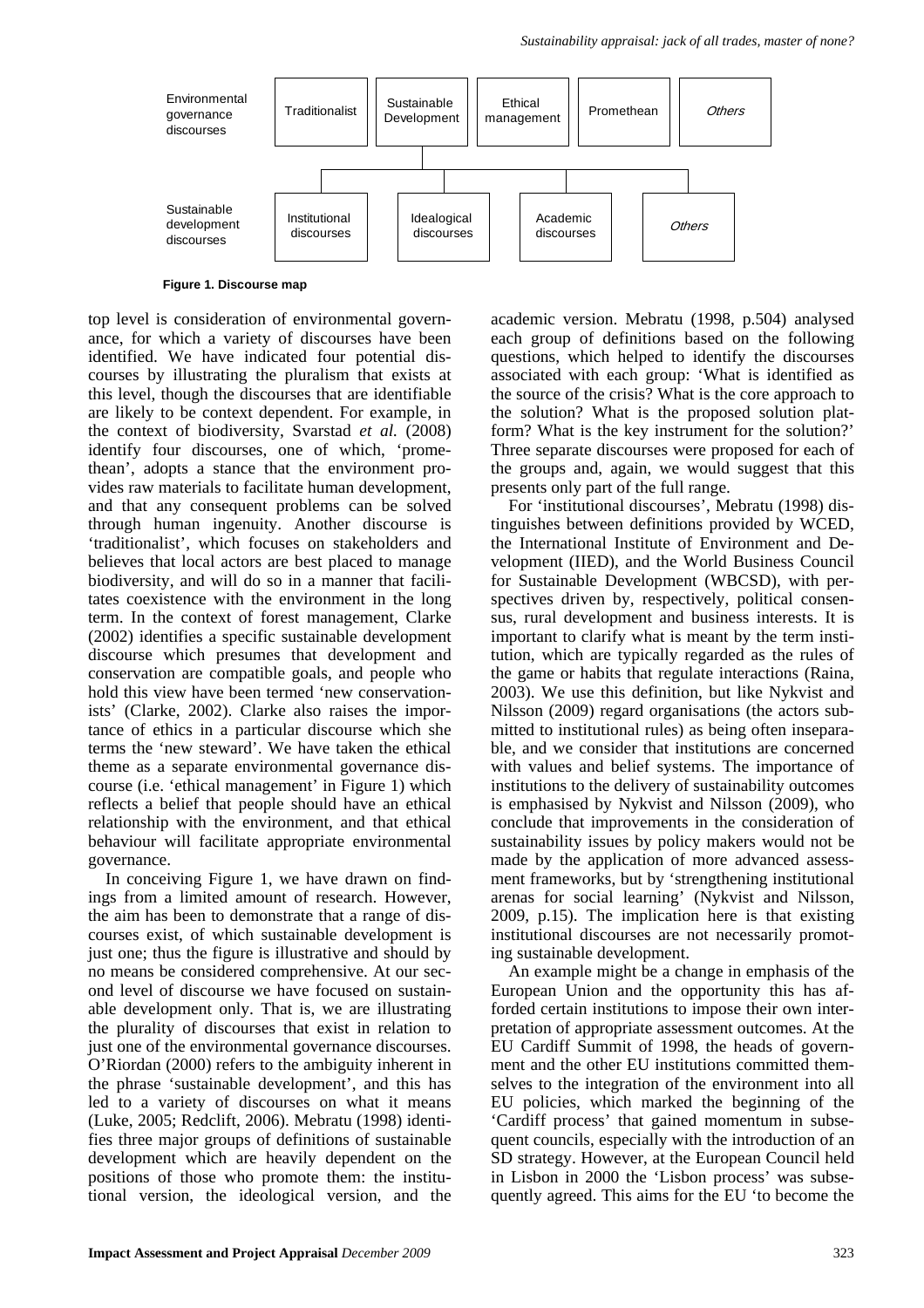| Environmental governance discourses | Traditionalist | Sustainable Development | Ethical management | Promethean | *Others* |
| --- | --- | --- | --- | --- | --- |
| Sustainable development discourses | Institutional discourses | Idealogical discourses | Academic discourses | *Others* | |

**Figure 1. Discourse map**

top level is consideration of environmental governance, for which a variety of discourses have been identified. We have indicated four potential discourses by illustrating the pluralism that exists at this level, though the discourses that are identifiable are likely to be context dependent. For example, in the context of biodiversity, Svarstad *et al.* (2008) identify four discourses, one of which, 'promethean', adopts a stance that the environment provides raw materials to facilitate human development, and that any consequent problems can be solved through human ingenuity. Another discourse is 'traditionalist', which focuses on stakeholders and believes that local actors are best placed to manage biodiversity, and will do so in a manner that facilitates coexistence with the environment in the long term. In the context of forest management, Clarke (2002) identifies a specific sustainable development discourse which presumes that development and conservation are compatible goals, and people who hold this view have been termed 'new conservationists' (Clarke, 2002). Clarke also raises the importance of ethics in a particular discourse which she terms the 'new steward'. We have taken the ethical theme as a separate environmental governance discourse (i.e. 'ethical management' in Figure 1) which reflects a belief that people should have an ethical relationship with the environment, and that ethical behaviour will facilitate appropriate environmental governance.

In conceiving Figure 1, we have drawn on findings from a limited amount of research. However, the aim has been to demonstrate that a range of discourses exist, of which sustainable development is just one; thus the figure is illustrative and should by no means be considered comprehensive. At our second level of discourse we have focused on sustainable development only. That is, we are illustrating the plurality of discourses that exist in relation to just one of the environmental governance discourses. O'Riordan (2000) refers to the ambiguity inherent in the phrase 'sustainable development', and this has led to a variety of discourses on what it means (Luke, 2005; Redclift, 2006). Mebratu (1998) identifies three major groups of definitions of sustainable development which are heavily dependent on the positions of those who promote them: the institutional version, the ideological version, and the academic version. Mebratu (1998, p.504) analysed each group of definitions based on the following questions, which helped to identify the discourses associated with each group: 'What is identified as the source of the crisis? What is the core approach to the solution? What is the proposed solution platform? What is the key instrument for the solution?' Three separate discourses were proposed for each of the groups and, again, we would suggest that this presents only part of the full range.

For 'institutional discourses', Mebratu (1998) distinguishes between definitions provided by WCED, the International Institute of Environment and Development (IIED), and the World Business Council for Sustainable Development (WBCSD), with perspectives driven by, respectively, political consensus, rural development and business interests. It is important to clarify what is meant by the term institution, which are typically regarded as the rules of the game or habits that regulate interactions (Raina, 2003). We use this definition, but like Nykvist and Nilsson (2009) regard organisations (the actors submitted to institutional rules) as being often inseparable, and we consider that institutions are concerned with values and belief systems. The importance of institutions to the delivery of sustainability outcomes is emphasised by Nykvist and Nilsson (2009), who conclude that improvements in the consideration of sustainability issues by policy makers would not be made by the application of more advanced assessment frameworks, but by 'strengthening institutional arenas for social learning' (Nykvist and Nilsson, 2009, p.15). The implication here is that existing institutional discourses are not necessarily promoting sustainable development.

An example might be a change in emphasis of the European Union and the opportunity this has afforded certain institutions to impose their own interpretation of appropriate assessment outcomes. At the EU Cardiff Summit of 1998, the heads of government and the other EU institutions committed themselves to the integration of the environment into all EU policies, which marked the beginning of the 'Cardiff process' that gained momentum in subsequent councils, especially with the introduction of an SD strategy. However, at the European Council held in Lisbon in 2000 the 'Lisbon process' was subsequently agreed. This aims for the EU 'to become the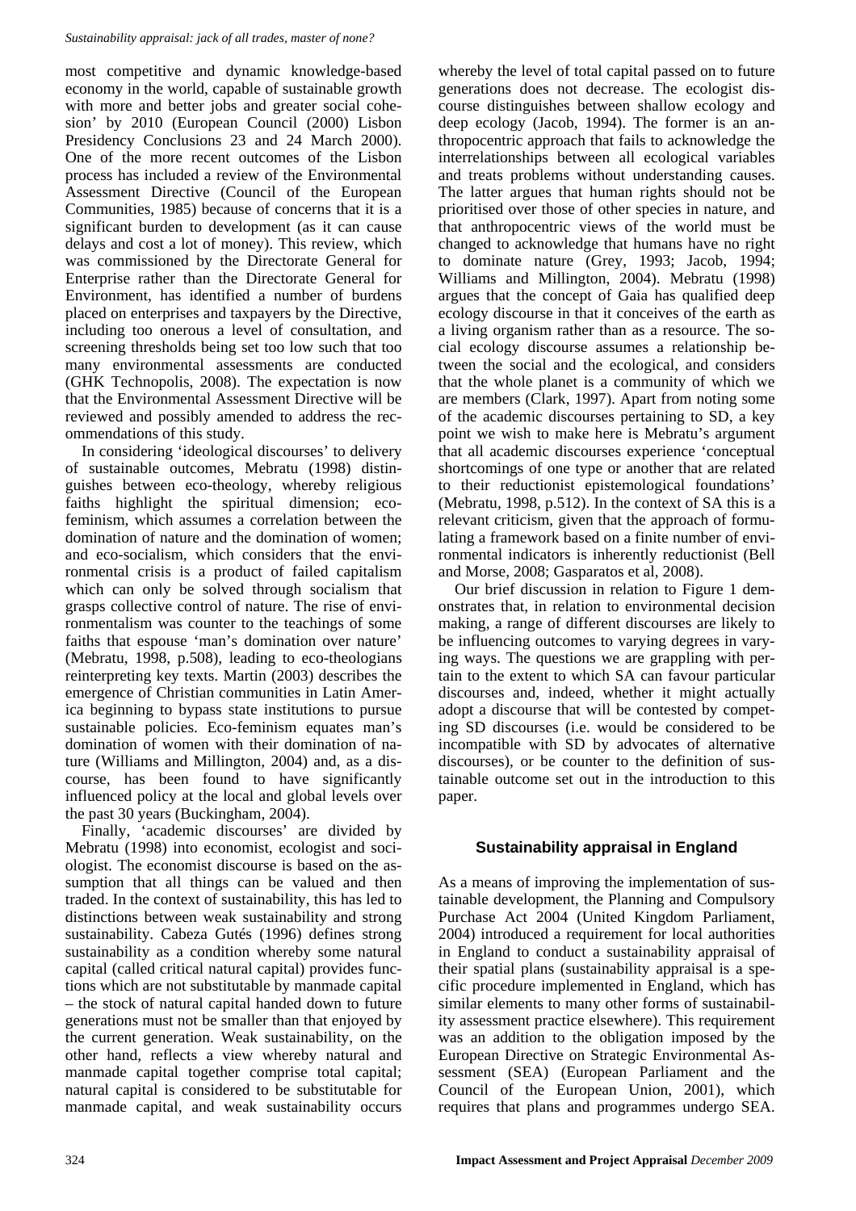most competitive and dynamic knowledge-based economy in the world, capable of sustainable growth with more and better jobs and greater social cohesion' by 2010 (European Council (2000) Lisbon Presidency Conclusions 23 and 24 March 2000). One of the more recent outcomes of the Lisbon process has included a review of the Environmental Assessment Directive (Council of the European Communities, 1985) because of concerns that it is a significant burden to development (as it can cause delays and cost a lot of money). This review, which was commissioned by the Directorate General for Enterprise rather than the Directorate General for Environment, has identified a number of burdens placed on enterprises and taxpayers by the Directive, including too onerous a level of consultation, and screening thresholds being set too low such that too many environmental assessments are conducted (GHK Technopolis, 2008). The expectation is now that the Environmental Assessment Directive will be reviewed and possibly amended to address the recommendations of this study.

In considering 'ideological discourses' to delivery of sustainable outcomes, Mebratu (1998) distinguishes between eco-theology, whereby religious faiths highlight the spiritual dimension; eco-feminism, which assumes a correlation between the domination of nature and the domination of women; and eco-socialism, which considers that the environmental crisis is a product of failed capitalism which can only be solved through socialism that grasps collective control of nature. The rise of environmentalism was counter to the teachings of some faiths that espouse 'man's domination over nature' (Mebratu, 1998, p.508), leading to eco-theologians reinterpreting key texts. Martin (2003) describes the emergence of Christian communities in Latin America beginning to bypass state institutions to pursue sustainable policies. Eco-feminism equates man's domination of women with their domination of nature (Williams and Millington, 2004) and, as a discourse, has been found to have significantly influenced policy at the local and global levels over the past 30 years (Buckingham, 2004).

Finally, 'academic discourses' are divided by Mebratu (1998) into economist, ecologist and sociologist. The economist discourse is based on the assumption that all things can be valued and then traded. In the context of sustainability, this has led to distinctions between weak sustainability and strong sustainability. Cabeza Gutés (1996) defines strong sustainability as a condition whereby some natural capital (called critical natural capital) provides functions which are not substitutable by manmade capital – the stock of natural capital handed down to future generations must not be smaller than that enjoyed by the current generation. Weak sustainability, on the other hand, reflects a view whereby natural and manmade capital together comprise total capital; natural capital is considered to be substitutable for manmade capital, and weak sustainability occurs whereby the level of total capital passed on to future generations does not decrease. The ecologist discourse distinguishes between shallow ecology and deep ecology (Jacob, 1994). The former is an anthropocentric approach that fails to acknowledge the interrelationships between all ecological variables and treats problems without understanding causes. The latter argues that human rights should not be prioritised over those of other species in nature, and that anthropocentric views of the world must be changed to acknowledge that humans have no right to dominate nature (Grey, 1993; Jacob, 1994; Williams and Millington, 2004). Mebratu (1998) argues that the concept of Gaia has qualified deep ecology discourse in that it conceives of the earth as a living organism rather than as a resource. The social ecology discourse assumes a relationship between the social and the ecological, and considers that the whole planet is a community of which we are members (Clark, 1997). Apart from noting some of the academic discourses pertaining to SD, a key point we wish to make here is Mebratu's argument that all academic discourses experience 'conceptual shortcomings of one type or another that are related to their reductionist epistemological foundations' (Mebratu, 1998, p.512). In the context of SA this is a relevant criticism, given that the approach of formulating a framework based on a finite number of environmental indicators is inherently reductionist (Bell and Morse, 2008; Gasparatos et al, 2008).

Our brief discussion in relation to Figure 1 demonstrates that, in relation to environmental decision making, a range of different discourses are likely to be influencing outcomes to varying degrees in varying ways. The questions we are grappling with pertain to the extent to which SA can favour particular discourses and, indeed, whether it might actually adopt a discourse that will be contested by competing SD discourses (i.e. would be considered to be incompatible with SD by advocates of alternative discourses), or be counter to the definition of sustainable outcome set out in the introduction to this paper.

## Sustainability appraisal in England

As a means of improving the implementation of sustainable development, the Planning and Compulsory Purchase Act 2004 (United Kingdom Parliament, 2004) introduced a requirement for local authorities in England to conduct a sustainability appraisal of their spatial plans (sustainability appraisal is a specific procedure implemented in England, which has similar elements to many other forms of sustainability assessment practice elsewhere). This requirement was an addition to the obligation imposed by the European Directive on Strategic Environmental Assessment (SEA) (European Parliament and the Council of the European Union, 2001), which requires that plans and programmes undergo SEA.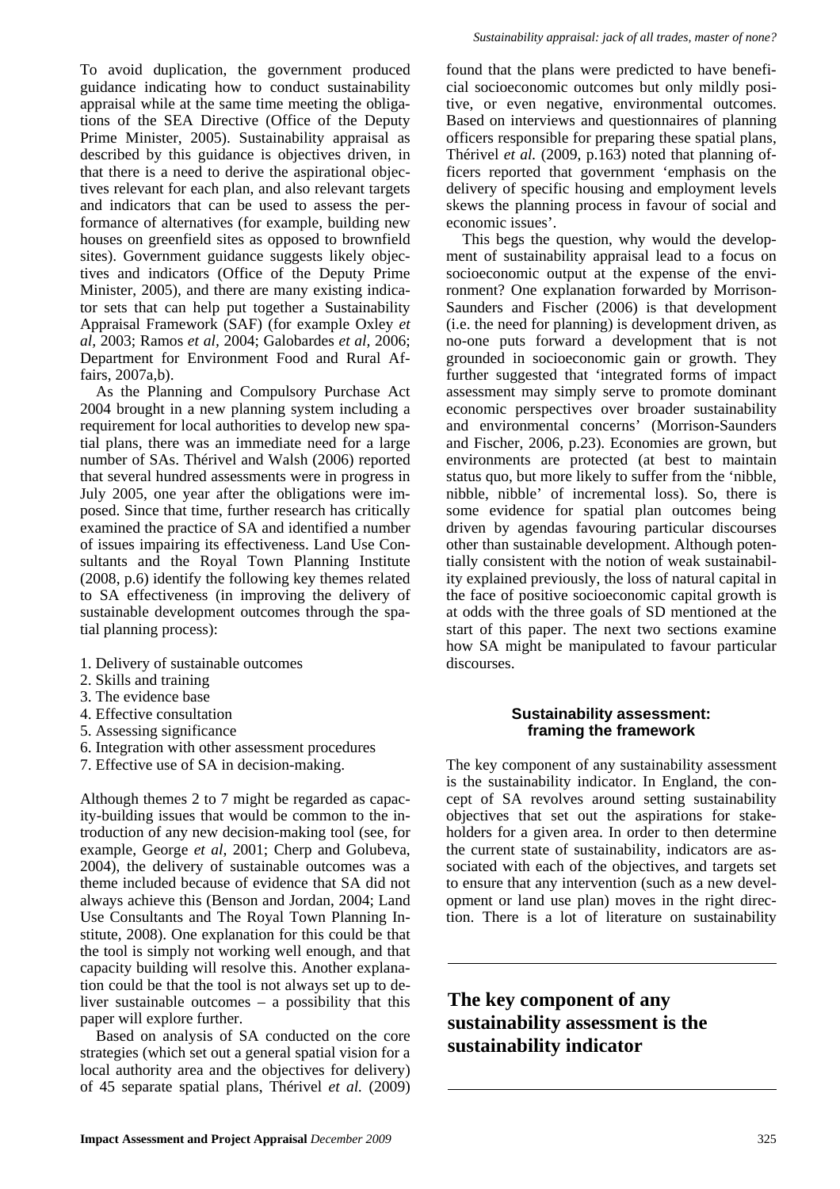To avoid duplication, the government produced guidance indicating how to conduct sustainability appraisal while at the same time meeting the obligations of the SEA Directive (Office of the Deputy Prime Minister, 2005). Sustainability appraisal as described by this guidance is objectives driven, in that there is a need to derive the aspirational objectives relevant for each plan, and also relevant targets and indicators that can be used to assess the performance of alternatives (for example, building new houses on greenfield sites as opposed to brownfield sites). Government guidance suggests likely objectives and indicators (Office of the Deputy Prime Minister, 2005), and there are many existing indicator sets that can help put together a Sustainability Appraisal Framework (SAF) (for example Oxley *et al*, 2003; Ramos *et al*, 2004; Galobardes *et al*, 2006; Department for Environment Food and Rural Affairs, 2007a,b).

As the Planning and Compulsory Purchase Act 2004 brought in a new planning system including a requirement for local authorities to develop new spatial plans, there was an immediate need for a large number of SAs. Thérivel and Walsh (2006) reported that several hundred assessments were in progress in July 2005, one year after the obligations were imposed. Since that time, further research has critically examined the practice of SA and identified a number of issues impairing its effectiveness. Land Use Consultants and the Royal Town Planning Institute (2008, p.6) identify the following key themes related to SA effectiveness (in improving the delivery of sustainable development outcomes through the spatial planning process):

1. Delivery of sustainable outcomes
2. Skills and training
3. The evidence base
4. Effective consultation
5. Assessing significance
6. Integration with other assessment procedures
7. Effective use of SA in decision-making.

Although themes 2 to 7 might be regarded as capacity-building issues that would be common to the introduction of any new decision-making tool (see, for example, George *et al*, 2001; Cherp and Golubeva, 2004), the delivery of sustainable outcomes was a theme included because of evidence that SA did not always achieve this (Benson and Jordan, 2004; Land Use Consultants and The Royal Town Planning Institute, 2008). One explanation for this could be that the tool is simply not working well enough, and that capacity building will resolve this. Another explanation could be that the tool is not always set up to deliver sustainable outcomes – a possibility that this paper will explore further.

Based on analysis of SA conducted on the core strategies (which set out a general spatial vision for a local authority area and the objectives for delivery) of 45 separate spatial plans, Thérivel *et al.* (2009) found that the plans were predicted to have beneficial socioeconomic outcomes but only mildly positive, or even negative, environmental outcomes. Based on interviews and questionnaires of planning officers responsible for preparing these spatial plans, Thérivel *et al.* (2009, p.163) noted that planning officers reported that government 'emphasis on the delivery of specific housing and employment levels skews the planning process in favour of social and economic issues'.

This begs the question, why would the development of sustainability appraisal lead to a focus on socioeconomic output at the expense of the environment? One explanation forwarded by Morrison-Saunders and Fischer (2006) is that development (i.e. the need for planning) is development driven, as no-one puts forward a development that is not grounded in socioeconomic gain or growth. They further suggested that 'integrated forms of impact assessment may simply serve to promote dominant economic perspectives over broader sustainability and environmental concerns' (Morrison-Saunders and Fischer, 2006, p.23). Economies are grown, but environments are protected (at best to maintain status quo, but more likely to suffer from the 'nibble, nibble, nibble' of incremental loss). So, there is some evidence for spatial plan outcomes being driven by agendas favouring particular discourses other than sustainable development. Although potentially consistent with the notion of weak sustainability explained previously, the loss of natural capital in the face of positive socioeconomic capital growth is at odds with the three goals of SD mentioned at the start of this paper. The next two sections examine how SA might be manipulated to favour particular discourses.

## Sustainability assessment: framing the framework

The key component of any sustainability assessment is the sustainability indicator. In England, the concept of SA revolves around setting sustainability objectives that set out the aspirations for stakeholders for a given area. In order to then determine the current state of sustainability, indicators are associated with each of the objectives, and targets set to ensure that any intervention (such as a new development or land use plan) moves in the right direction. There is a lot of literature on sustainability

**The key component of any sustainability assessment is the sustainability indicator**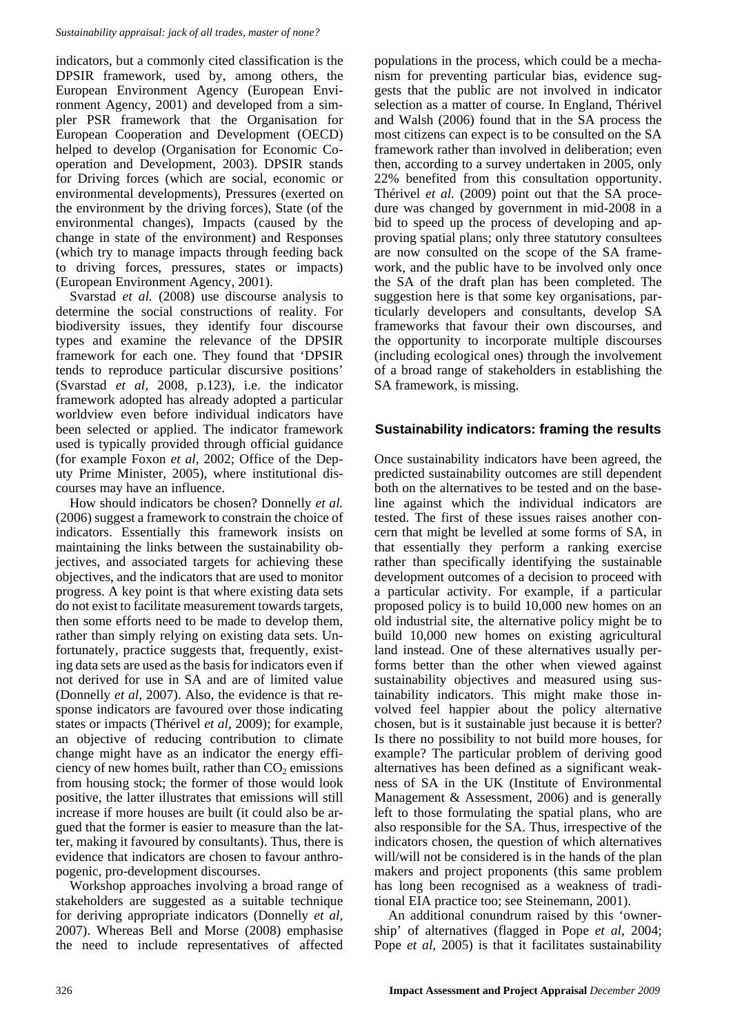indicators, but a commonly cited classification is the DPSIR framework, used by, among others, the European Environment Agency (European Environment Agency, 2001) and developed from a simpler PSR framework that the Organisation for European Cooperation and Development (OECD) helped to develop (Organisation for Economic Cooperation and Development, 2003). DPSIR stands for Driving forces (which are social, economic or environmental developments), Pressures (exerted on the environment by the driving forces), State (of the environmental changes), Impacts (caused by the change in state of the environment) and Responses (which try to manage impacts through feeding back to driving forces, pressures, states or impacts) (European Environment Agency, 2001).

Svarstad *et al.* (2008) use discourse analysis to determine the social constructions of reality. For biodiversity issues, they identify four discourse types and examine the relevance of the DPSIR framework for each one. They found that 'DPSIR tends to reproduce particular discursive positions' (Svarstad *et al*, 2008, p.123), i.e. the indicator framework adopted has already adopted a particular worldview even before individual indicators have been selected or applied. The indicator framework used is typically provided through official guidance (for example Foxon *et al*, 2002; Office of the Deputy Prime Minister, 2005), where institutional discourses may have an influence.

How should indicators be chosen? Donnelly *et al.* (2006) suggest a framework to constrain the choice of indicators. Essentially this framework insists on maintaining the links between the sustainability objectives, and associated targets for achieving these objectives, and the indicators that are used to monitor progress. A key point is that where existing data sets do not exist to facilitate measurement towards targets, then some efforts need to be made to develop them, rather than simply relying on existing data sets. Unfortunately, practice suggests that, frequently, existing data sets are used as the basis for indicators even if not derived for use in SA and are of limited value (Donnelly *et al*, 2007). Also, the evidence is that response indicators are favoured over those indicating states or impacts (Thérivel *et al*, 2009); for example, an objective of reducing contribution to climate change might have as an indicator the energy efficiency of new homes built, rather than $CO_2$ emissions from housing stock; the former of those would look positive, the latter illustrates that emissions will still increase if more houses are built (it could also be argued that the former is easier to measure than the latter, making it favoured by consultants). Thus, there is evidence that indicators are chosen to favour anthropogenic, pro-development discourses.

Workshop approaches involving a broad range of stakeholders are suggested as a suitable technique for deriving appropriate indicators (Donnelly *et al*, 2007). Whereas Bell and Morse (2008) emphasise the need to include representatives of affected populations in the process, which could be a mechanism for preventing particular bias, evidence suggests that the public are not involved in indicator selection as a matter of course. In England, Thérivel and Walsh (2006) found that in the SA process the most citizens can expect is to be consulted on the SA framework rather than involved in deliberation; even then, according to a survey undertaken in 2005, only 22% benefited from this consultation opportunity. Thérivel *et al.* (2009) point out that the SA procedure was changed by government in mid-2008 in a bid to speed up the process of developing and approving spatial plans; only three statutory consultees are now consulted on the scope of the SA framework, and the public have to be involved only once the SA of the draft plan has been completed. The suggestion here is that some key organisations, particularly developers and consultants, develop SA frameworks that favour their own discourses, and the opportunity to incorporate multiple discourses (including ecological ones) through the involvement of a broad range of stakeholders in establishing the SA framework, is missing.

## Sustainability indicators: framing the results

Once sustainability indicators have been agreed, the predicted sustainability outcomes are still dependent both on the alternatives to be tested and on the baseline against which the individual indicators are tested. The first of these issues raises another concern that might be levelled at some forms of SA, in that essentially they perform a ranking exercise rather than specifically identifying the sustainable development outcomes of a decision to proceed with a particular activity. For example, if a particular proposed policy is to build 10,000 new homes on an old industrial site, the alternative policy might be to build 10,000 new homes on existing agricultural land instead. One of these alternatives usually performs better than the other when viewed against sustainability objectives and measured using sustainability indicators. This might make those involved feel happier about the policy alternative chosen, but is it sustainable just because it is better? Is there no possibility to not build more houses, for example? The particular problem of deriving good alternatives has been defined as a significant weakness of SA in the UK (Institute of Environmental Management & Assessment, 2006) and is generally left to those formulating the spatial plans, who are also responsible for the SA. Thus, irrespective of the indicators chosen, the question of which alternatives will/will not be considered is in the hands of the plan makers and project proponents (this same problem has long been recognised as a weakness of traditional EIA practice too; see Steinemann, 2001).

An additional conundrum raised by this 'ownership' of alternatives (flagged in Pope *et al*, 2004; Pope *et al*, 2005) is that it facilitates sustainability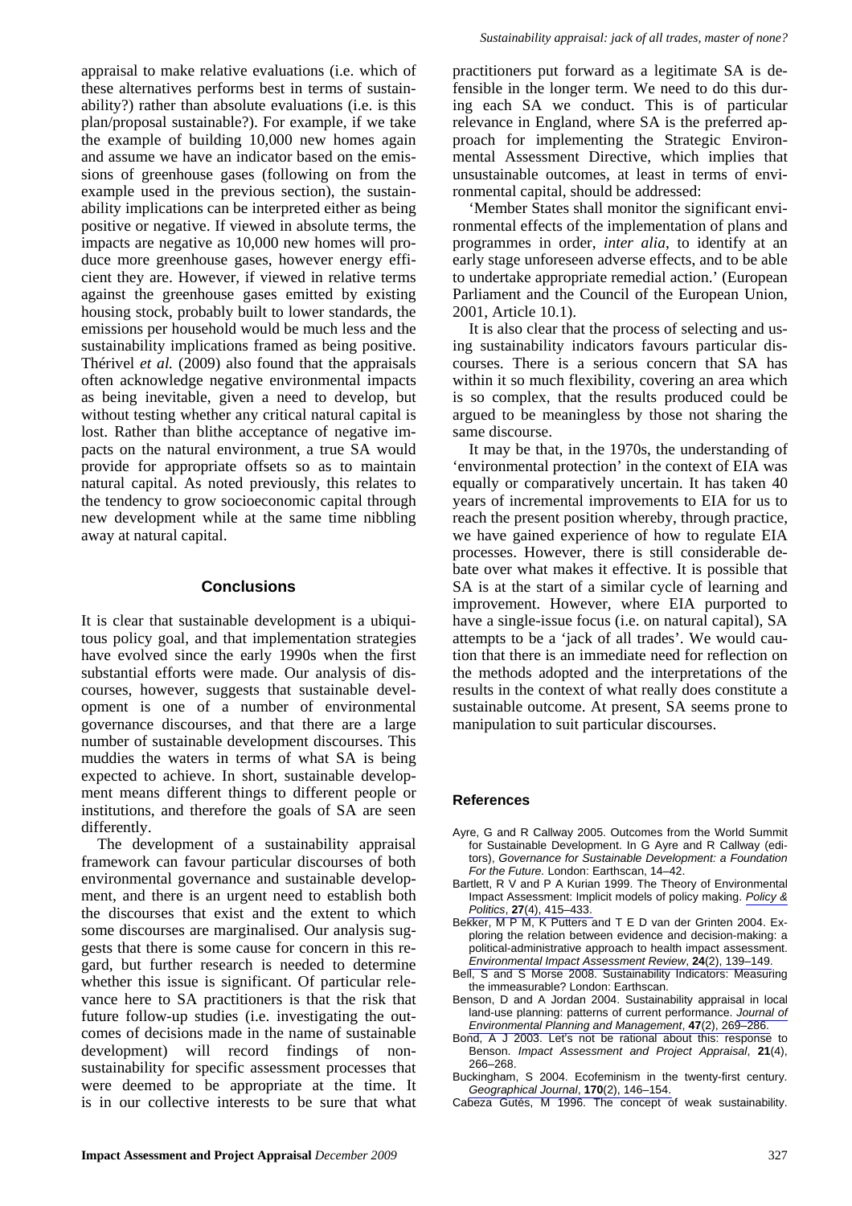appraisal to make relative evaluations (i.e. which of these alternatives performs best in terms of sustainability?) rather than absolute evaluations (i.e. is this plan/proposal sustainable?). For example, if we take the example of building 10,000 new homes again and assume we have an indicator based on the emissions of greenhouse gases (following on from the example used in the previous section), the sustainability implications can be interpreted either as being positive or negative. If viewed in absolute terms, the impacts are negative as 10,000 new homes will produce more greenhouse gases, however energy efficient they are. However, if viewed in relative terms against the greenhouse gases emitted by existing housing stock, probably built to lower standards, the emissions per household would be much less and the sustainability implications framed as being positive. Thérivel *et al.* (2009) also found that the appraisals often acknowledge negative environmental impacts as being inevitable, given a need to develop, but without testing whether any critical natural capital is lost. Rather than blithe acceptance of negative impacts on the natural environment, a true SA would provide for appropriate offsets so as to maintain natural capital. As noted previously, this relates to the tendency to grow socioeconomic capital through new development while at the same time nibbling away at natural capital.

## Conclusions

It is clear that sustainable development is a ubiquitous policy goal, and that implementation strategies have evolved since the early 1990s when the first substantial efforts were made. Our analysis of discourses, however, suggests that sustainable development is one of a number of environmental governance discourses, and that there are a large number of sustainable development discourses. This muddies the waters in terms of what SA is being expected to achieve. In short, sustainable development means different things to different people or institutions, and therefore the goals of SA are seen differently.

The development of a sustainability appraisal framework can favour particular discourses of both environmental governance and sustainable development, and there is an urgent need to establish both the discourses that exist and the extent to which some discourses are marginalised. Our analysis suggests that there is some cause for concern in this regard, but further research is needed to determine whether this issue is significant. Of particular relevance here to SA practitioners is that the risk that future follow-up studies (i.e. investigating the outcomes of decisions made in the name of sustainable development) will record findings of non-sustainability for specific assessment processes that were deemed to be appropriate at the time. It is in our collective interests to be sure that what practitioners put forward as a legitimate SA is defensible in the longer term. We need to do this during each SA we conduct. This is of particular relevance in England, where SA is the preferred approach for implementing the Strategic Environmental Assessment Directive, which implies that unsustainable outcomes, at least in terms of environmental capital, should be addressed:

'Member States shall monitor the significant environmental effects of the implementation of plans and programmes in order, *inter alia*, to identify at an early stage unforeseen adverse effects, and to be able to undertake appropriate remedial action.' (European Parliament and the Council of the European Union, 2001, Article 10.1).

It is also clear that the process of selecting and using sustainability indicators favours particular discourses. There is a serious concern that SA has within it so much flexibility, covering an area which is so complex, that the results produced could be argued to be meaningless by those not sharing the same discourse.

It may be that, in the 1970s, the understanding of 'environmental protection' in the context of EIA was equally or comparatively uncertain. It has taken 40 years of incremental improvements to EIA for us to reach the present position whereby, through practice, we have gained experience of how to regulate EIA processes. However, there is still considerable debate over what makes it effective. It is possible that SA is at the start of a similar cycle of learning and improvement. However, where EIA purported to have a single-issue focus (i.e. on natural capital), SA attempts to be a 'jack of all trades'. We would caution that there is an immediate need for reflection on the methods adopted and the interpretations of the results in the context of what really does constitute a sustainable outcome. At present, SA seems prone to manipulation to suit particular discourses.

### References

Ayre, G and R Callway 2005. Outcomes from the World Summit for Sustainable Development. In G Ayre and R Callway (editors), *Governance for Sustainable Development: a Foundation For the Future.* London: Earthscan, 14–42.

Bartlett, R V and P A Kurian 1999. The Theory of Environmental Impact Assessment: Implicit models of policy making. *Policy & Politics*, **27**(4), 415–433.

Bekker, M P M, K Putters and T E D van der Grinten 2004. Exploring the relation between evidence and decision-making: a political-administrative approach to health impact assessment. *Environmental Impact Assessment Review*, **24**(2), 139–149.

Bell, S and S Morse 2008. Sustainability Indicators: Measuring the immeasurable? London: Earthscan.

Benson, D and A Jordan 2004. Sustainability appraisal in local land-use planning: patterns of current performance. *Journal of Environmental Planning and Management*, **47**(2), 269–286.

Bond, A J 2003. Let's not be rational about this: response to Benson. *Impact Assessment and Project Appraisal*, **21**(4), 266–268.

Buckingham, S 2004. Ecofeminism in the twenty-first century. *Geographical Journal*, **170**(2), 146–154.

Cabeza Gutés, M 1996. The concept of weak sustainability.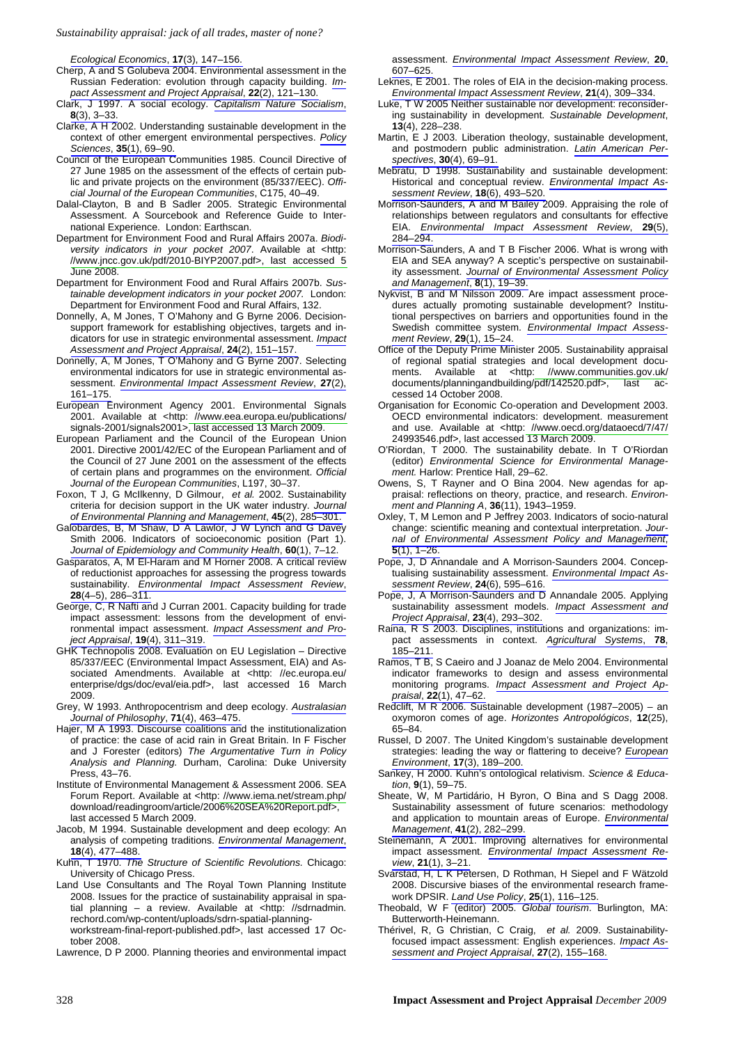*Ecological Economics*, **17**(3), 147–156.

Cherp, A and S Golubeva 2004. Environmental assessment in the Russian Federation: evolution through capacity building. *Impact Assessment and Project Appraisal*, **22**(2), 121–130.

Clark, J 1997. A social ecology. *Capitalism Nature Socialism*, **8**(3), 3–33.

Clarke, A H 2002. Understanding sustainable development in the context of other emergent environmental perspectives. *Policy Sciences*, **35**(1), 69–90.

Council of the European Communities 1985. Council Directive of 27 June 1985 on the assessment of the effects of certain public and private projects on the environment (85/337/EEC). *Official Journal of the European Communities*, C175, 40–49.

Dalal-Clayton, B and B Sadler 2005. Strategic Environmental Assessment. A Sourcebook and Reference Guide to International Experience. London: Earthscan.

Department for Environment Food and Rural Affairs 2007a. *Biodiversity indicators in your pocket 2007*. Available at <http: //www.jncc.gov.uk/pdf/2010-BIYP2007.pdf>, last accessed 5 June 2008.

Department for Environment Food and Rural Affairs 2007b. *Sustainable development indicators in your pocket 2007.* London: Department for Environment Food and Rural Affairs, 132.

Donnelly, A, M Jones, T O'Mahony and G Byrne 2006. Decision-support framework for establishing objectives, targets and indicators for use in strategic environmental assessment. *Impact Assessment and Project Appraisal*, **24**(2), 151–157.

Donnelly, A, M Jones, T O'Mahony and G Byrne 2007. Selecting environmental indicators for use in strategic environmental assessment. *Environmental Impact Assessment Review*, **27**(2), 161–175.

European Environment Agency 2001. Environmental Signals 2001. Available at <http: //www.eea.europa.eu/publications/ signals-2001/signals2001>, last accessed 13 March 2009.

European Parliament and the Council of the European Union 2001. Directive 2001/42/EC of the European Parliament and of the Council of 27 June 2001 on the assessment of the effects of certain plans and programmes on the environment. *Official Journal of the European Communities*, L197, 30–37.

Foxon, T J, G McIlkenny, D Gilmour, *et al.* 2002. Sustainability criteria for decision support in the UK water industry. *Journal of Environmental Planning and Management*, **45**(2), 285–301.

Galobardes, B, M Shaw, D A Lawlor, J W Lynch and G Davey Smith 2006. Indicators of socioeconomic position (Part 1). *Journal of Epidemiology and Community Health*, **60**(1), 7–12.

Gasparatos, A, M El-Haram and M Horner 2008. A critical review of reductionist approaches for assessing the progress towards sustainability. *Environmental Impact Assessment Review*, **28**(4–5), 286–311.

George, C, R Nafti and J Curran 2001. Capacity building for trade impact assessment: lessons from the development of environmental impact assessment. *Impact Assessment and Project Appraisal*, **19**(4), 311–319.

GHK Technopolis 2008. Evaluation on EU Legislation – Directive 85/337/EEC (Environmental Impact Assessment, EIA) and Associated Amendments. Available at <http: //ec.europa.eu/ enterprise/dgs/doc/eval/eia.pdf>, last accessed 16 March 2009.

Grey, W 1993. Anthropocentrism and deep ecology. *Australasian Journal of Philosophy*, **71**(4), 463–475.

Hajer, M A 1993. Discourse coalitions and the institutionalization of practice: the case of acid rain in Great Britain. In F Fischer and J Forester (editors) *The Argumentative Turn in Policy Analysis and Planning.* Durham, Carolina: Duke University Press, 43–76.

Institute of Environmental Management & Assessment 2006. SEA Forum Report. Available at <http: //www.iema.net/stream.php/ download/readingroom/article/2006%20SEA%20Report.pdf>, last accessed 5 March 2009.

Jacob, M 1994. Sustainable development and deep ecology: An analysis of competing traditions. *Environmental Management*, **18**(4), 477–488.

Kuhn, T 1970. *The Structure of Scientific Revolutions.* Chicago: University of Chicago Press.

Land Use Consultants and The Royal Town Planning Institute 2008. Issues for the practice of sustainability appraisal in spatial planning – a review. Available at <http: //sdrnadmin. rechord.com/wp-content/uploads/sdrn-spatial-planning-workstream-final-report-published.pdf>, last accessed 17 October 2008.

Lawrence, D P 2000. Planning theories and environmental impact assessment. *Environmental Impact Assessment Review*, **20**, 607–625.

Leknes, E 2001. The roles of EIA in the decision-making process. *Environmental Impact Assessment Review*, **21**(4), 309–334.

Luke, T W 2005 Neither sustainable nor development: reconsidering sustainability in development. *Sustainable Development*, **13**(4), 228–238.

Martin, E J 2003. Liberation theology, sustainable development, and postmodern public administration. *Latin American Perspectives*, **30**(4), 69–91.

Mebratu, D 1998. Sustainability and sustainable development: Historical and conceptual review. *Environmental Impact Assessment Review*, **18**(6), 493–520.

Morrison-Saunders, A and M Bailey 2009. Appraising the role of relationships between regulators and consultants for effective EIA. *Environmental Impact Assessment Review*, **29**(5), 284–294.

Morrison-Saunders, A and T B Fischer 2006. What is wrong with EIA and SEA anyway? A sceptic's perspective on sustainability assessment. *Journal of Environmental Assessment Policy and Management*, **8**(1), 19–39.

Nykvist, B and M Nilsson 2009. Are impact assessment procedures actually promoting sustainable development? Institutional perspectives on barriers and opportunities found in the Swedish committee system. *Environmental Impact Assessment Review*, **29**(1), 15–24.

Office of the Deputy Prime Minister 2005. Sustainability appraisal of regional spatial strategies and local development documents. Available at <http: //www.communities.gov.uk/ documents/planningandbuilding/pdf/142520.pdf>, last accessed 14 October 2008.

Organisation for Economic Co-operation and Development 2003. OECD environmental indicators: development. measurement and use. Available at <http: //www.oecd.org/dataoecd/7/47/ 24993546.pdf>, last accessed 13 March 2009.

O'Riordan, T 2000. The sustainability debate. In T O'Riordan (editor) *Environmental Science for Environmental Management.* Harlow: Prentice Hall, 29–62.

Owens, S, T Rayner and O Bina 2004. New agendas for appraisal: reflections on theory, practice, and research. *Environment and Planning A*, **36**(11), 1943–1959.

Oxley, T, M Lemon and P Jeffrey 2003. Indicators of socio-natural change: scientific meaning and contextual interpretation. *Journal of Environmental Assessment Policy and Management*, **5**(1), 1–26.

Pope, J, D Annandale and A Morrison-Saunders 2004. Conceptualising sustainability assessment. *Environmental Impact Assessment Review*, **24**(6), 595–616.

Pope, J, A Morrison-Saunders and D Annandale 2005. Applying sustainability assessment models. *Impact Assessment and Project Appraisal*, **23**(4), 293–302.

Raina, R S 2003. Disciplines, institutions and organizations: impact assessments in context. *Agricultural Systems*, **78**, 185–211.

Ramos, T B, S Caeiro and J Joanaz de Melo 2004. Environmental indicator frameworks to design and assess environmental monitoring programs. *Impact Assessment and Project Appraisal*, **22**(1), 47–62.

Redclift, M R 2006. Sustainable development (1987–2005) – an oxymoron comes of age. *Horizontes Antropológicos*, **12**(25), 65–84.

Russel, D 2007. The United Kingdom's sustainable development strategies: leading the way or flattering to deceive? *European Environment*, **17**(3), 189–200.

Sankey, H 2000. Kuhn's ontological relativism. *Science & Education*, **9**(1), 59–75.

Sheate, W, M Partidário, H Byron, O Bina and S Dagg 2008. Sustainability assessment of future scenarios: methodology and application to mountain areas of Europe. *Environmental Management*, **41**(2), 282–299.

Steinemann, A 2001. Improving alternatives for environmental impact assessment. *Environmental Impact Assessment Review*, **21**(1), 3–21.

Svarstad, H, L K Petersen, D Rothman, H Siepel and F Wätzold 2008. Discursive biases of the environmental research framework DPSIR. *Land Use Policy*, **25**(1), 116–125.

Theobald, W F (editor) 2005. *Global tourism*. Burlington, MA: Butterworth-Heinemann.

Thérivel, R, G Christian, C Craig, *et al.* 2009. Sustainability-focused impact assessment: English experiences. *Impact Assessment and Project Appraisal*, **27**(2), 155–168.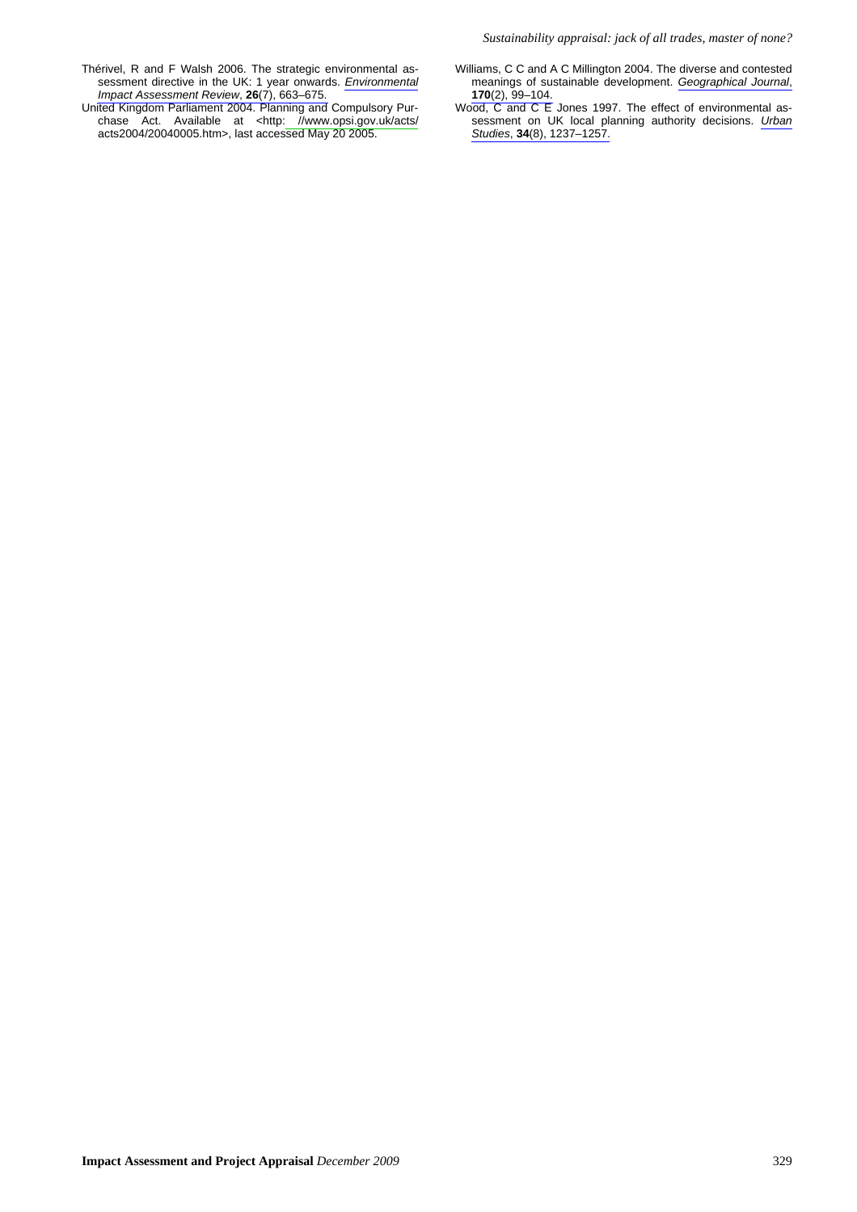Thérivel, R and F Walsh 2006. The strategic environmental assessment directive in the UK: 1 year onwards. *Environmental Impact Assessment Review*, **26**(7), 663–675.

United Kingdom Parliament 2004. Planning and Compulsory Purchase Act. Available at <http: //www.opsi.gov.uk/acts/acts2004/20040005.htm>, last accessed May 20 2005.

Williams, C C and A C Millington 2004. The diverse and contested meanings of sustainable development. *Geographical Journal*, **170**(2), 99–104.

Wood, C and C E Jones 1997. The effect of environmental assessment on UK local planning authority decisions. *Urban Studies*, **34**(8), 1237–1257.